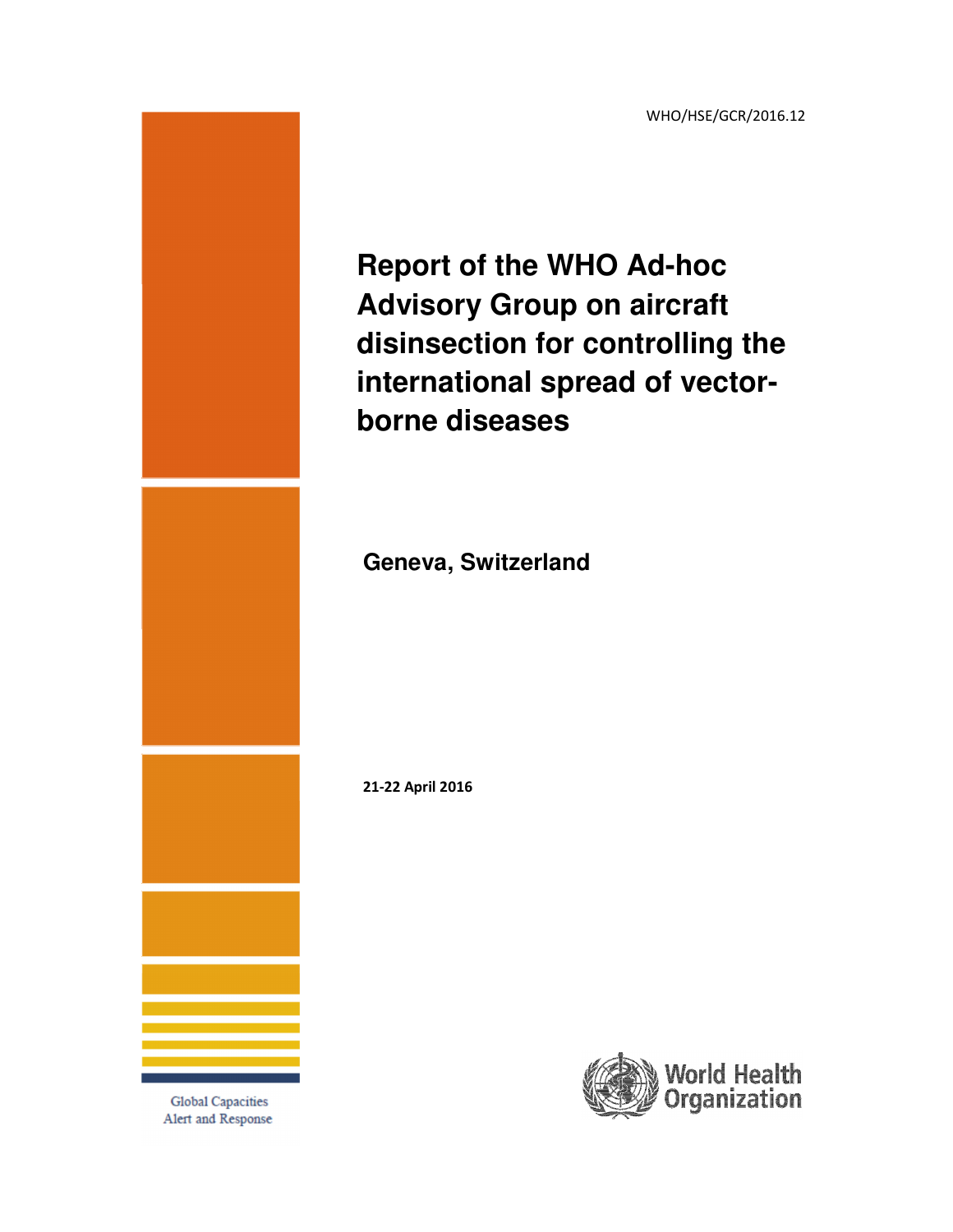WHO/HSE/GCR/2016.12

# Report of the WHO Ad-hoc Advisory Group on aircraft disinsection for controlling the international spread of vector-borne diseases

**Geneva, Switzerland**

**21-22 April 2016**

Global Capacities
Alert and Response

World Health Organization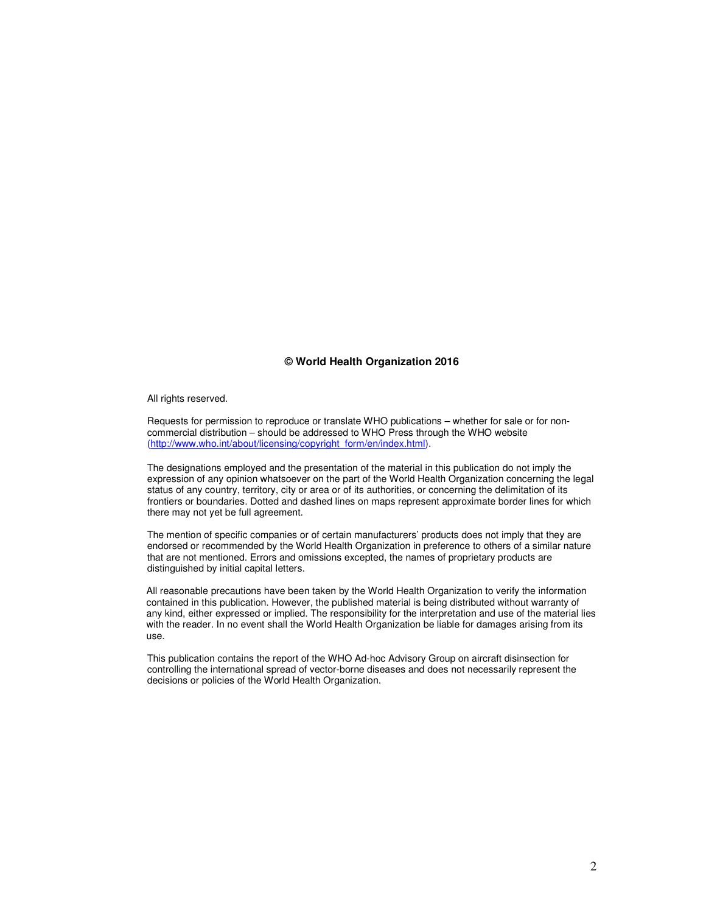**© World Health Organization 2016**

All rights reserved.

Requests for permission to reproduce or translate WHO publications – whether for sale or for non-commercial distribution – should be addressed to WHO Press through the WHO website (http://www.who.int/about/licensing/copyright_form/en/index.html).

The designations employed and the presentation of the material in this publication do not imply the expression of any opinion whatsoever on the part of the World Health Organization concerning the legal status of any country, territory, city or area or of its authorities, or concerning the delimitation of its frontiers or boundaries. Dotted and dashed lines on maps represent approximate border lines for which there may not yet be full agreement.

The mention of specific companies or of certain manufacturers' products does not imply that they are endorsed or recommended by the World Health Organization in preference to others of a similar nature that are not mentioned. Errors and omissions excepted, the names of proprietary products are distinguished by initial capital letters.

All reasonable precautions have been taken by the World Health Organization to verify the information contained in this publication. However, the published material is being distributed without warranty of any kind, either expressed or implied. The responsibility for the interpretation and use of the material lies with the reader. In no event shall the World Health Organization be liable for damages arising from its use.

This publication contains the report of the WHO Ad-hoc Advisory Group on aircraft disinsection for controlling the international spread of vector-borne diseases and does not necessarily represent the decisions or policies of the World Health Organization.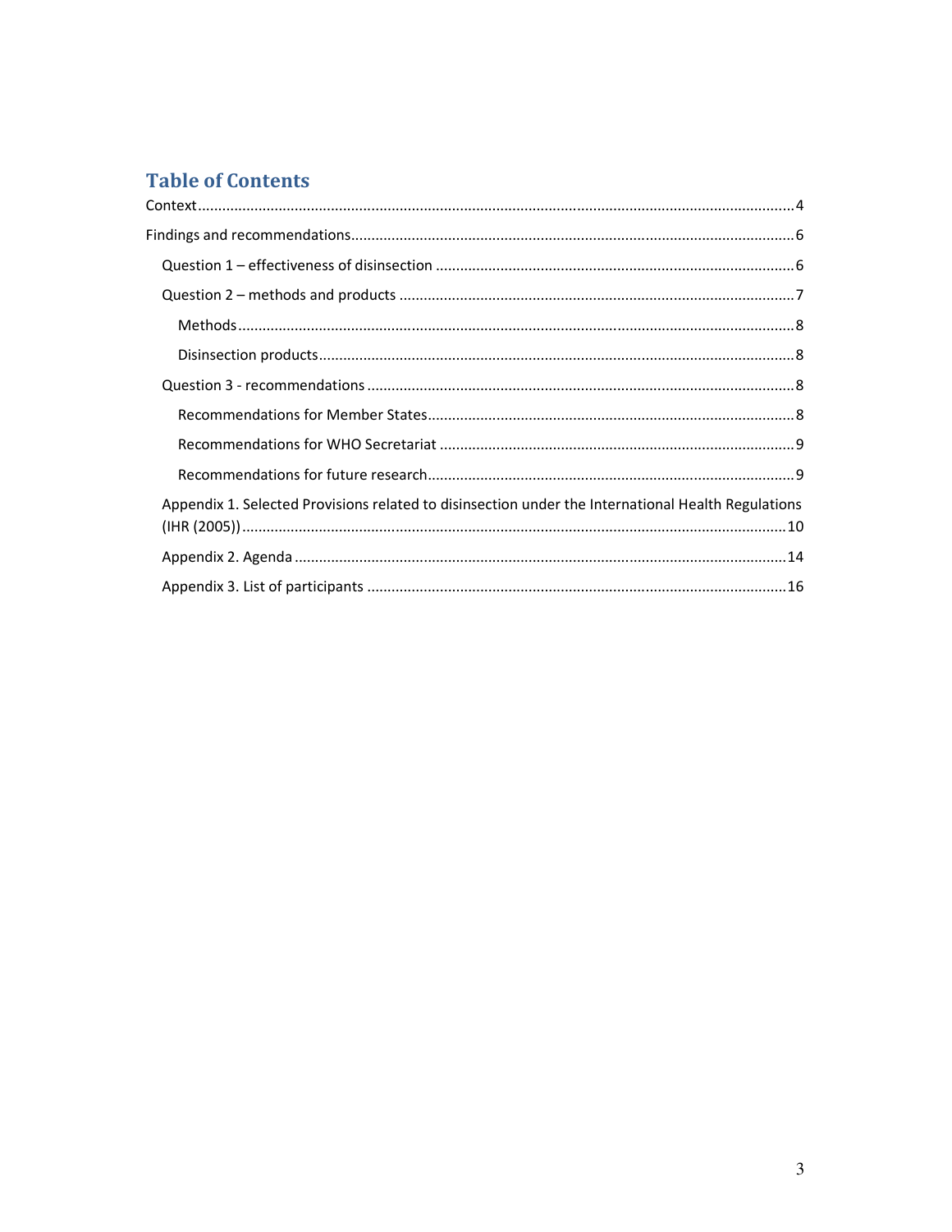## Table of Contents

Context....................................................................................................4

Findings and recommendations....................................................................................................6

- Question 1 – effectiveness of disinsection ....................................................................................................6
- Question 2 – methods and products ....................................................................................................7
  - Methods....................................................................................................8
  - Disinsection products....................................................................................................8
- Question 3 - recommendations ....................................................................................................8
  - Recommendations for Member States....................................................................................................8
  - Recommendations for WHO Secretariat ....................................................................................................9
  - Recommendations for future research....................................................................................................9
- Appendix 1. Selected Provisions related to disinsection under the International Health Regulations (IHR (2005))....................................................................................................10
- Appendix 2. Agenda ....................................................................................................14
- Appendix 3. List of participants ....................................................................................................16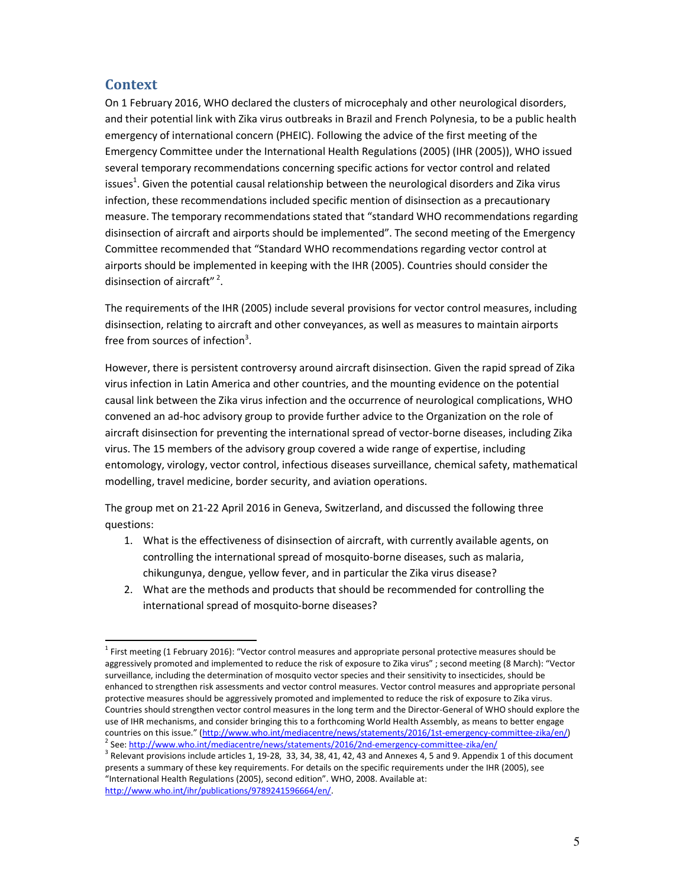## Context

On 1 February 2016, WHO declared the clusters of microcephaly and other neurological disorders, and their potential link with Zika virus outbreaks in Brazil and French Polynesia, to be a public health emergency of international concern (PHEIC). Following the advice of the first meeting of the Emergency Committee under the International Health Regulations (2005) (IHR (2005)), WHO issued several temporary recommendations concerning specific actions for vector control and related issues[1]. Given the potential causal relationship between the neurological disorders and Zika virus infection, these recommendations included specific mention of disinsection as a precautionary measure. The temporary recommendations stated that "standard WHO recommendations regarding disinsection of aircraft and airports should be implemented". The second meeting of the Emergency Committee recommended that "Standard WHO recommendations regarding vector control at airports should be implemented in keeping with the IHR (2005). Countries should consider the disinsection of aircraft" [2].

The requirements of the IHR (2005) include several provisions for vector control measures, including disinsection, relating to aircraft and other conveyances, as well as measures to maintain airports free from sources of infection[3].

However, there is persistent controversy around aircraft disinsection. Given the rapid spread of Zika virus infection in Latin America and other countries, and the mounting evidence on the potential causal link between the Zika virus infection and the occurrence of neurological complications, WHO convened an ad-hoc advisory group to provide further advice to the Organization on the role of aircraft disinsection for preventing the international spread of vector-borne diseases, including Zika virus. The 15 members of the advisory group covered a wide range of expertise, including entomology, virology, vector control, infectious diseases surveillance, chemical safety, mathematical modelling, travel medicine, border security, and aviation operations.

The group met on 21-22 April 2016 in Geneva, Switzerland, and discussed the following three questions:

1. What is the effectiveness of disinsection of aircraft, with currently available agents, on controlling the international spread of mosquito-borne diseases, such as malaria, chikungunya, dengue, yellow fever, and in particular the Zika virus disease?
2. What are the methods and products that should be recommended for controlling the international spread of mosquito-borne diseases?

---

[1] First meeting (1 February 2016): "Vector control measures and appropriate personal protective measures should be aggressively promoted and implemented to reduce the risk of exposure to Zika virus" ; second meeting (8 March): "Vector surveillance, including the determination of mosquito vector species and their sensitivity to insecticides, should be enhanced to strengthen risk assessments and vector control measures. Vector control measures and appropriate personal protective measures should be aggressively promoted and implemented to reduce the risk of exposure to Zika virus. Countries should strengthen vector control measures in the long term and the Director-General of WHO should explore the use of IHR mechanisms, and consider bringing this to a forthcoming World Health Assembly, as means to better engage countries on this issue." (http://www.who.int/mediacentre/news/statements/2016/1st-emergency-committee-zika/en/)

[2] See: http://www.who.int/mediacentre/news/statements/2016/2nd-emergency-committee-zika/en/

[3] Relevant provisions include articles 1, 19-28, 33, 34, 38, 41, 42, 43 and Annexes 4, 5 and 9. Appendix 1 of this document presents a summary of these key requirements. For details on the specific requirements under the IHR (2005), see "International Health Regulations (2005), second edition". WHO, 2008. Available at: http://www.who.int/ihr/publications/9789241596664/en/.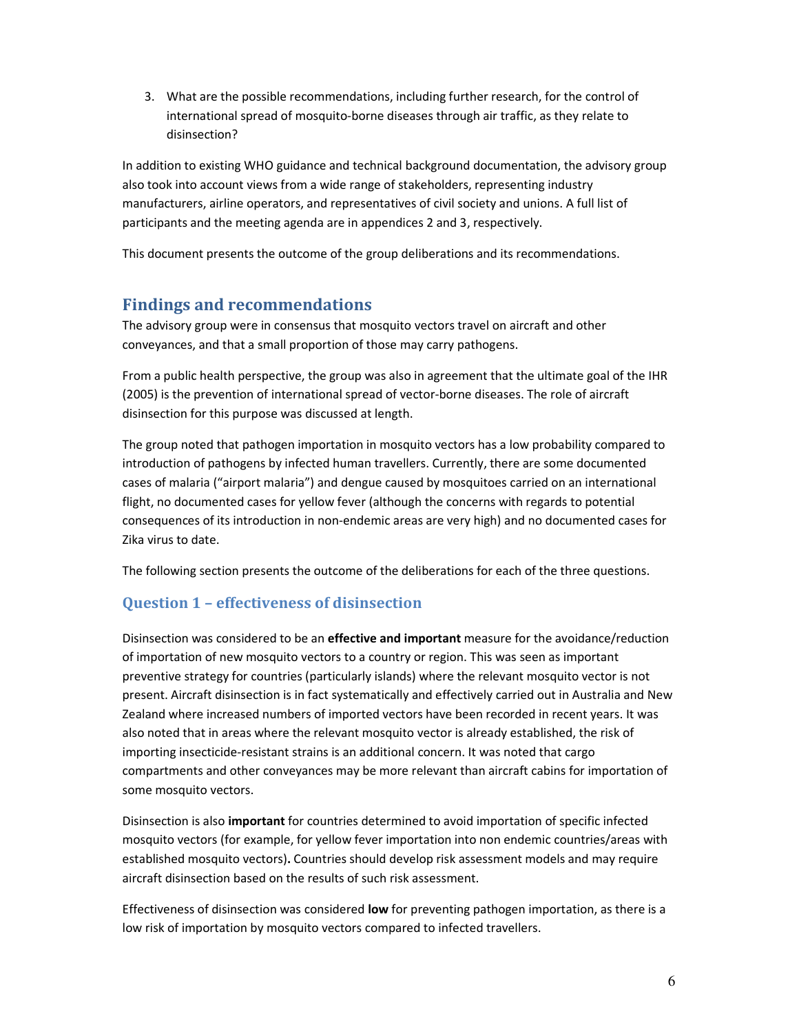3. What are the possible recommendations, including further research, for the control of international spread of mosquito-borne diseases through air traffic, as they relate to disinsection?

In addition to existing WHO guidance and technical background documentation, the advisory group also took into account views from a wide range of stakeholders, representing industry manufacturers, airline operators, and representatives of civil society and unions. A full list of participants and the meeting agenda are in appendices 2 and 3, respectively.

This document presents the outcome of the group deliberations and its recommendations.

## Findings and recommendations

The advisory group were in consensus that mosquito vectors travel on aircraft and other conveyances, and that a small proportion of those may carry pathogens.

From a public health perspective, the group was also in agreement that the ultimate goal of the IHR (2005) is the prevention of international spread of vector-borne diseases. The role of aircraft disinsection for this purpose was discussed at length.

The group noted that pathogen importation in mosquito vectors has a low probability compared to introduction of pathogens by infected human travellers. Currently, there are some documented cases of malaria ("airport malaria") and dengue caused by mosquitoes carried on an international flight, no documented cases for yellow fever (although the concerns with regards to potential consequences of its introduction in non-endemic areas are very high) and no documented cases for Zika virus to date.

The following section presents the outcome of the deliberations for each of the three questions.

### Question 1 – effectiveness of disinsection

Disinsection was considered to be an **effective and important** measure for the avoidance/reduction of importation of new mosquito vectors to a country or region. This was seen as important preventive strategy for countries (particularly islands) where the relevant mosquito vector is not present. Aircraft disinsection is in fact systematically and effectively carried out in Australia and New Zealand where increased numbers of imported vectors have been recorded in recent years. It was also noted that in areas where the relevant mosquito vector is already established, the risk of importing insecticide-resistant strains is an additional concern. It was noted that cargo compartments and other conveyances may be more relevant than aircraft cabins for importation of some mosquito vectors.

Disinsection is also **important** for countries determined to avoid importation of specific infected mosquito vectors (for example, for yellow fever importation into non endemic countries/areas with established mosquito vectors)**.** Countries should develop risk assessment models and may require aircraft disinsection based on the results of such risk assessment.

Effectiveness of disinsection was considered **low** for preventing pathogen importation, as there is a low risk of importation by mosquito vectors compared to infected travellers.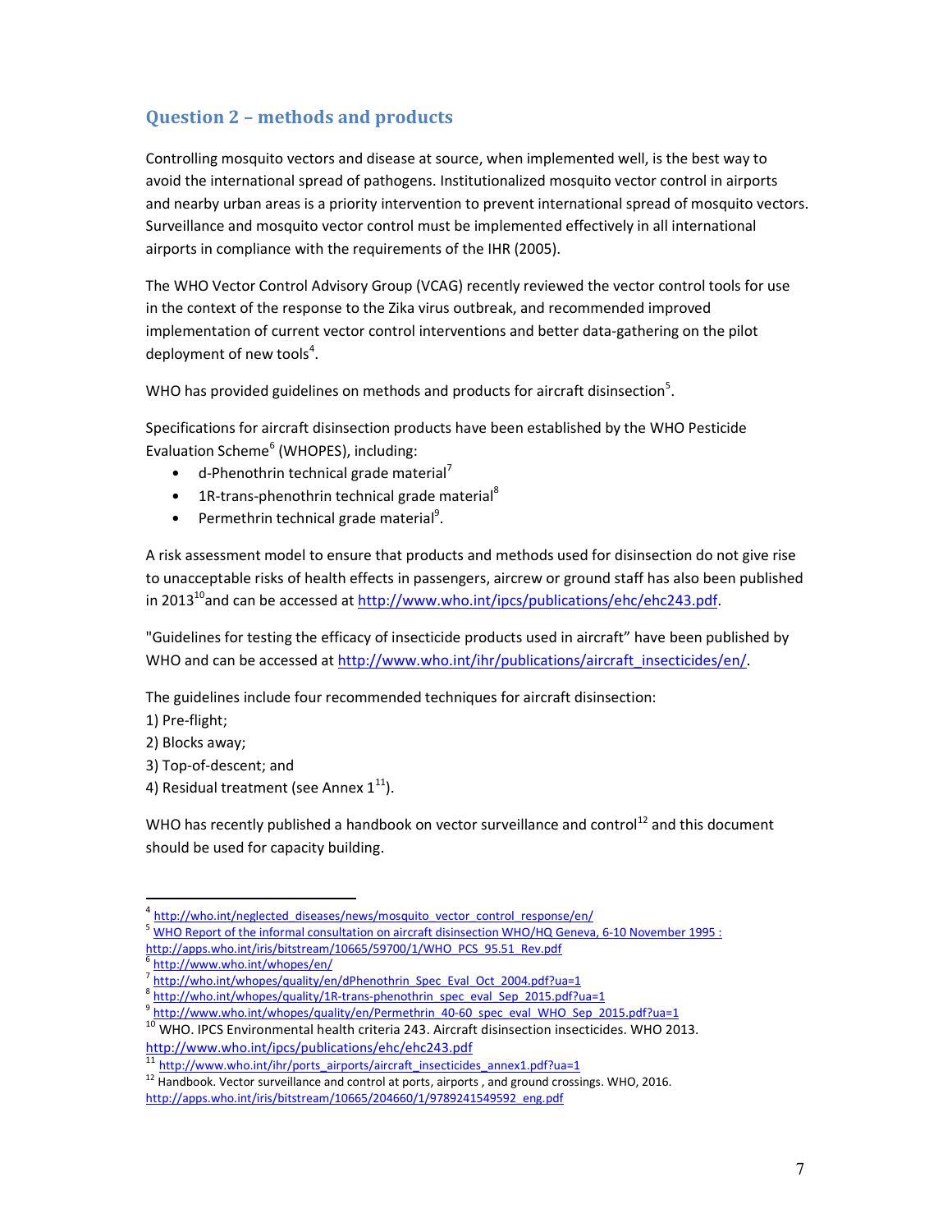## Question 2 – methods and products

Controlling mosquito vectors and disease at source, when implemented well, is the best way to avoid the international spread of pathogens. Institutionalized mosquito vector control in airports and nearby urban areas is a priority intervention to prevent international spread of mosquito vectors. Surveillance and mosquito vector control must be implemented effectively in all international airports in compliance with the requirements of the IHR (2005).

The WHO Vector Control Advisory Group (VCAG) recently reviewed the vector control tools for use in the context of the response to the Zika virus outbreak, and recommended improved implementation of current vector control interventions and better data-gathering on the pilot deployment of new tools[4].

WHO has provided guidelines on methods and products for aircraft disinsection[5].

Specifications for aircraft disinsection products have been established by the WHO Pesticide Evaluation Scheme[6] (WHOPES), including:

- d-Phenothrin technical grade material[7]
- 1R-trans-phenothrin technical grade material[8]
- Permethrin technical grade material[9].

A risk assessment model to ensure that products and methods used for disinsection do not give rise to unacceptable risks of health effects in passengers, aircrew or ground staff has also been published in 2013[10] and can be accessed at http://www.who.int/ipcs/publications/ehc/ehc243.pdf.

"Guidelines for testing the efficacy of insecticide products used in aircraft" have been published by WHO and can be accessed at http://www.who.int/ihr/publications/aircraft_insecticides/en/.

The guidelines include four recommended techniques for aircraft disinsection:

1) Pre-flight;
2) Blocks away;
3) Top-of-descent; and
4) Residual treatment (see Annex 1[11]).

WHO has recently published a handbook on vector surveillance and control[12] and this document should be used for capacity building.

---

[4] http://who.int/neglected_diseases/news/mosquito_vector_control_response/en/

[5] WHO Report of the informal consultation on aircraft disinsection WHO/HQ Geneva, 6-10 November 1995 : http://apps.who.int/iris/bitstream/10665/59700/1/WHO_PCS_95.51_Rev.pdf

[6] http://www.who.int/whopes/en/

[7] http://who.int/whopes/quality/en/dPhenothrin_Spec_Eval_Oct_2004.pdf?ua=1

[8] http://who.int/whopes/quality/1R-trans-phenothrin_spec_eval_Sep_2015.pdf?ua=1

[9] http://www.who.int/whopes/quality/en/Permethrin_40-60_spec_eval_WHO_Sep_2015.pdf?ua=1

[10] WHO. IPCS Environmental health criteria 243. Aircraft disinsection insecticides. WHO 2013. http://www.who.int/ipcs/publications/ehc/ehc243.pdf

[11] http://www.who.int/ihr/ports_airports/aircraft_insecticides_annex1.pdf?ua=1

[12] Handbook. Vector surveillance and control at ports, airports , and ground crossings. WHO, 2016. http://apps.who.int/iris/bitstream/10665/204660/1/9789241549592_eng.pdf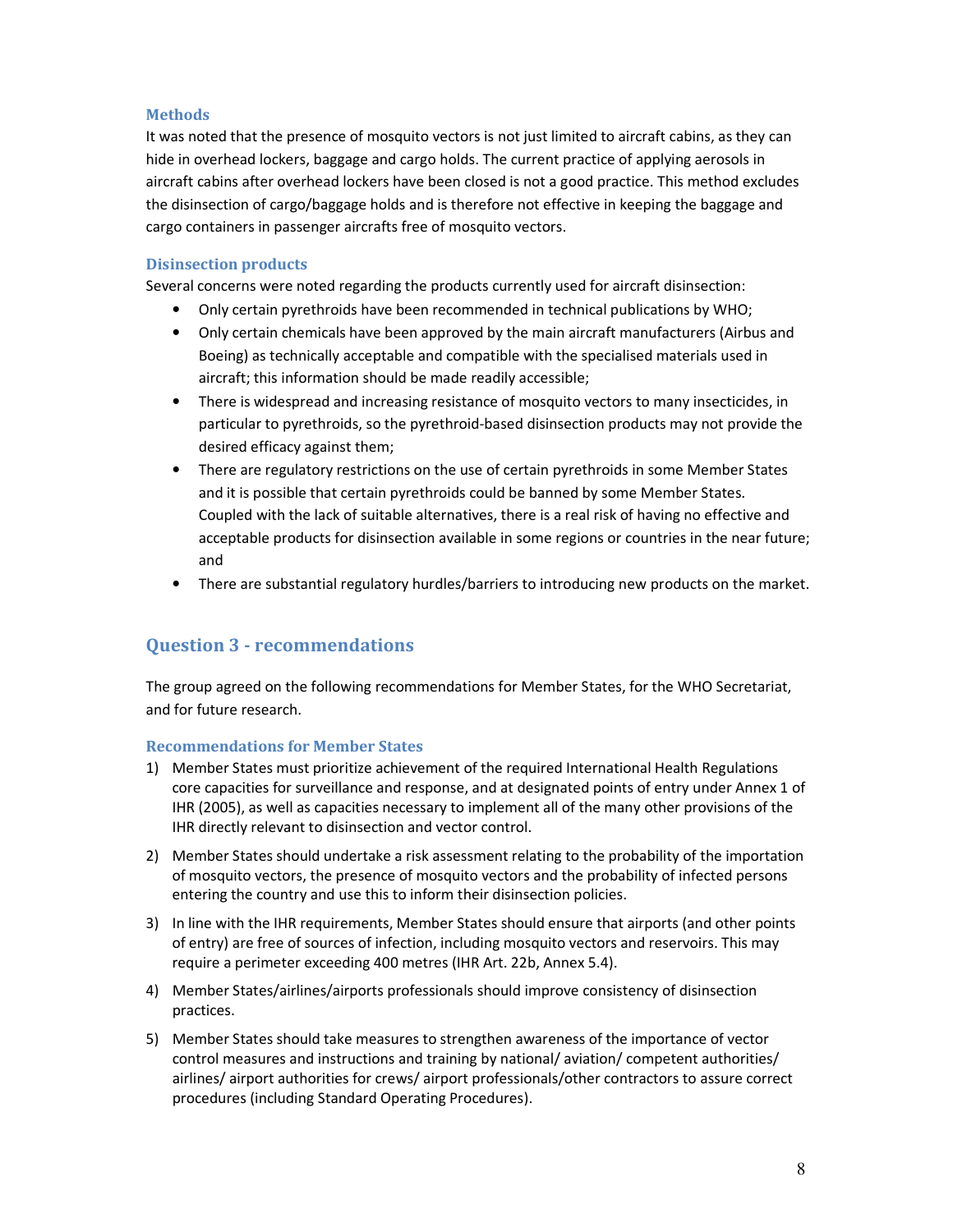### Methods

It was noted that the presence of mosquito vectors is not just limited to aircraft cabins, as they can hide in overhead lockers, baggage and cargo holds. The current practice of applying aerosols in aircraft cabins after overhead lockers have been closed is not a good practice. This method excludes the disinsection of cargo/baggage holds and is therefore not effective in keeping the baggage and cargo containers in passenger aircrafts free of mosquito vectors.

### Disinsection products

Several concerns were noted regarding the products currently used for aircraft disinsection:

- Only certain pyrethroids have been recommended in technical publications by WHO;
- Only certain chemicals have been approved by the main aircraft manufacturers (Airbus and Boeing) as technically acceptable and compatible with the specialised materials used in aircraft; this information should be made readily accessible;
- There is widespread and increasing resistance of mosquito vectors to many insecticides, in particular to pyrethroids, so the pyrethroid-based disinsection products may not provide the desired efficacy against them;
- There are regulatory restrictions on the use of certain pyrethroids in some Member States and it is possible that certain pyrethroids could be banned by some Member States. Coupled with the lack of suitable alternatives, there is a real risk of having no effective and acceptable products for disinsection available in some regions or countries in the near future; and
- There are substantial regulatory hurdles/barriers to introducing new products on the market.

## Question 3 - recommendations

The group agreed on the following recommendations for Member States, for the WHO Secretariat, and for future research.

### Recommendations for Member States

1) Member States must prioritize achievement of the required International Health Regulations core capacities for surveillance and response, and at designated points of entry under Annex 1 of IHR (2005), as well as capacities necessary to implement all of the many other provisions of the IHR directly relevant to disinsection and vector control.
2) Member States should undertake a risk assessment relating to the probability of the importation of mosquito vectors, the presence of mosquito vectors and the probability of infected persons entering the country and use this to inform their disinsection policies.
3) In line with the IHR requirements, Member States should ensure that airports (and other points of entry) are free of sources of infection, including mosquito vectors and reservoirs. This may require a perimeter exceeding 400 metres (IHR Art. 22b, Annex 5.4).
4) Member States/airlines/airports professionals should improve consistency of disinsection practices.
5) Member States should take measures to strengthen awareness of the importance of vector control measures and instructions and training by national/ aviation/ competent authorities/ airlines/ airport authorities for crews/ airport professionals/other contractors to assure correct procedures (including Standard Operating Procedures).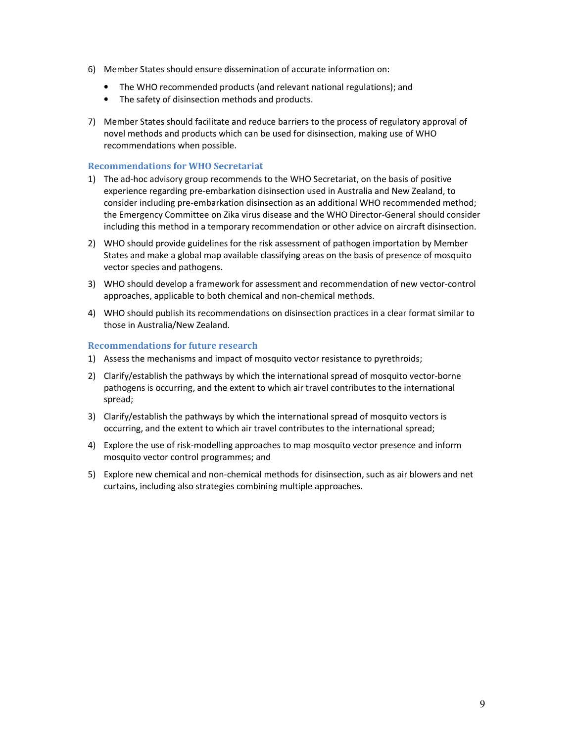6) Member States should ensure dissemination of accurate information on:
   - The WHO recommended products (and relevant national regulations); and
   - The safety of disinsection methods and products.

7) Member States should facilitate and reduce barriers to the process of regulatory approval of novel methods and products which can be used for disinsection, making use of WHO recommendations when possible.

### Recommendations for WHO Secretariat

1) The ad-hoc advisory group recommends to the WHO Secretariat, on the basis of positive experience regarding pre-embarkation disinsection used in Australia and New Zealand, to consider including pre-embarkation disinsection as an additional WHO recommended method; the Emergency Committee on Zika virus disease and the WHO Director-General should consider including this method in a temporary recommendation or other advice on aircraft disinsection.

2) WHO should provide guidelines for the risk assessment of pathogen importation by Member States and make a global map available classifying areas on the basis of presence of mosquito vector species and pathogens.

3) WHO should develop a framework for assessment and recommendation of new vector-control approaches, applicable to both chemical and non-chemical methods.

4) WHO should publish its recommendations on disinsection practices in a clear format similar to those in Australia/New Zealand.

### Recommendations for future research

1) Assess the mechanisms and impact of mosquito vector resistance to pyrethroids;

2) Clarify/establish the pathways by which the international spread of mosquito vector-borne pathogens is occurring, and the extent to which air travel contributes to the international spread;

3) Clarify/establish the pathways by which the international spread of mosquito vectors is occurring, and the extent to which air travel contributes to the international spread;

4) Explore the use of risk-modelling approaches to map mosquito vector presence and inform mosquito vector control programmes; and

5) Explore new chemical and non-chemical methods for disinsection, such as air blowers and net curtains, including also strategies combining multiple approaches.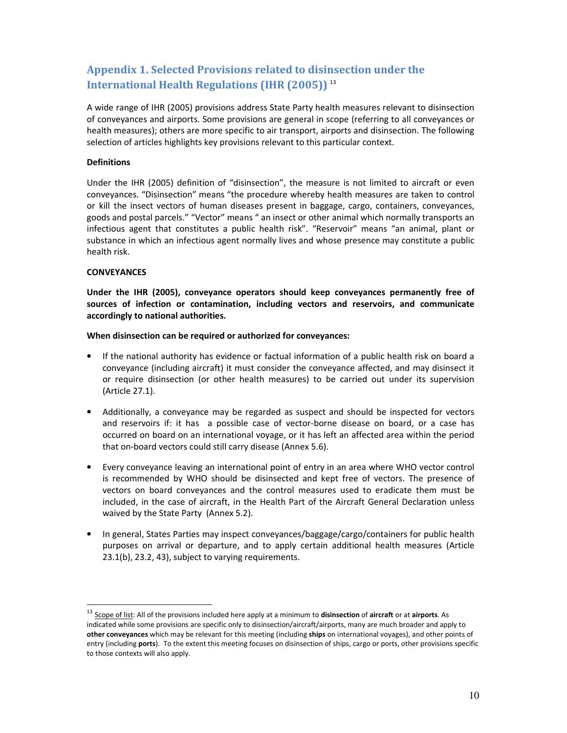## Appendix 1. Selected Provisions related to disinsection under the International Health Regulations (IHR (2005)) [13]

A wide range of IHR (2005) provisions address State Party health measures relevant to disinsection of conveyances and airports. Some provisions are general in scope (referring to all conveyances or health measures); others are more specific to air transport, airports and disinsection. The following selection of articles highlights key provisions relevant to this particular context.

**Definitions**

Under the IHR (2005) definition of "disinsection", the measure is not limited to aircraft or even conveyances. "Disinsection" means "the procedure whereby health measures are taken to control or kill the insect vectors of human diseases present in baggage, cargo, containers, conveyances, goods and postal parcels." "Vector" means " an insect or other animal which normally transports an infectious agent that constitutes a public health risk". "Reservoir" means "an animal, plant or substance in which an infectious agent normally lives and whose presence may constitute a public health risk.

**CONVEYANCES**

**Under the IHR (2005), conveyance operators should keep conveyances permanently free of sources of infection or contamination, including vectors and reservoirs, and communicate accordingly to national authorities.**

**When disinsection can be required or authorized for conveyances:**

- If the national authority has evidence or factual information of a public health risk on board a conveyance (including aircraft) it must consider the conveyance affected, and may disinsect it or require disinsection (or other health measures) to be carried out under its supervision (Article 27.1).
- Additionally, a conveyance may be regarded as suspect and should be inspected for vectors and reservoirs if: it has a possible case of vector-borne disease on board, or a case has occurred on board on an international voyage, or it has left an affected area within the period that on-board vectors could still carry disease (Annex 5.6).
- Every conveyance leaving an international point of entry in an area where WHO vector control is recommended by WHO should be disinsected and kept free of vectors. The presence of vectors on board conveyances and the control measures used to eradicate them must be included, in the case of aircraft, in the Health Part of the Aircraft General Declaration unless waived by the State Party (Annex 5.2).
- In general, States Parties may inspect conveyances/baggage/cargo/containers for public health purposes on arrival or departure, and to apply certain additional health measures (Article 23.1(b), 23.2, 43), subject to varying requirements.

---

[13] Scope of list: All of the provisions included here apply at a minimum to **disinsection** of **aircraft** or at **airports**. As indicated while some provisions are specific only to disinsection/aircraft/airports, many are much broader and apply to **other conveyances** which may be relevant for this meeting (including **ships** on international voyages), and other points of entry (including **ports**). To the extent this meeting focuses on disinsection of ships, cargo or ports, other provisions specific to those contexts will also apply.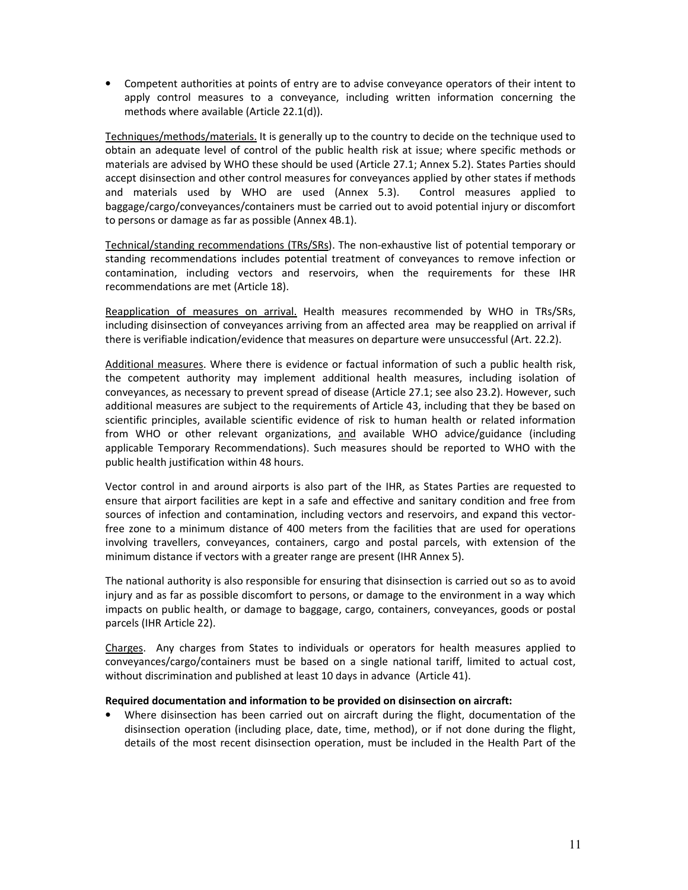- Competent authorities at points of entry are to advise conveyance operators of their intent to apply control measures to a conveyance, including written information concerning the methods where available (Article 22.1(d)).

Techniques/methods/materials. It is generally up to the country to decide on the technique used to obtain an adequate level of control of the public health risk at issue; where specific methods or materials are advised by WHO these should be used (Article 27.1; Annex 5.2). States Parties should accept disinsection and other control measures for conveyances applied by other states if methods and materials used by WHO are used (Annex 5.3). Control measures applied to baggage/cargo/conveyances/containers must be carried out to avoid potential injury or discomfort to persons or damage as far as possible (Annex 4B.1).

Technical/standing recommendations (TRs/SRs). The non-exhaustive list of potential temporary or standing recommendations includes potential treatment of conveyances to remove infection or contamination, including vectors and reservoirs, when the requirements for these IHR recommendations are met (Article 18).

Reapplication of measures on arrival. Health measures recommended by WHO in TRs/SRs, including disinsection of conveyances arriving from an affected area may be reapplied on arrival if there is verifiable indication/evidence that measures on departure were unsuccessful (Art. 22.2).

Additional measures. Where there is evidence or factual information of such a public health risk, the competent authority may implement additional health measures, including isolation of conveyances, as necessary to prevent spread of disease (Article 27.1; see also 23.2). However, such additional measures are subject to the requirements of Article 43, including that they be based on scientific principles, available scientific evidence of risk to human health or related information from WHO or other relevant organizations, and available WHO advice/guidance (including applicable Temporary Recommendations). Such measures should be reported to WHO with the public health justification within 48 hours.

Vector control in and around airports is also part of the IHR, as States Parties are requested to ensure that airport facilities are kept in a safe and effective and sanitary condition and free from sources of infection and contamination, including vectors and reservoirs, and expand this vector-free zone to a minimum distance of 400 meters from the facilities that are used for operations involving travellers, conveyances, containers, cargo and postal parcels, with extension of the minimum distance if vectors with a greater range are present (IHR Annex 5).

The national authority is also responsible for ensuring that disinsection is carried out so as to avoid injury and as far as possible discomfort to persons, or damage to the environment in a way which impacts on public health, or damage to baggage, cargo, containers, conveyances, goods or postal parcels (IHR Article 22).

Charges. Any charges from States to individuals or operators for health measures applied to conveyances/cargo/containers must be based on a single national tariff, limited to actual cost, without discrimination and published at least 10 days in advance (Article 41).

**Required documentation and information to be provided on disinsection on aircraft:**

- Where disinsection has been carried out on aircraft during the flight, documentation of the disinsection operation (including place, date, time, method), or if not done during the flight, details of the most recent disinsection operation, must be included in the Health Part of the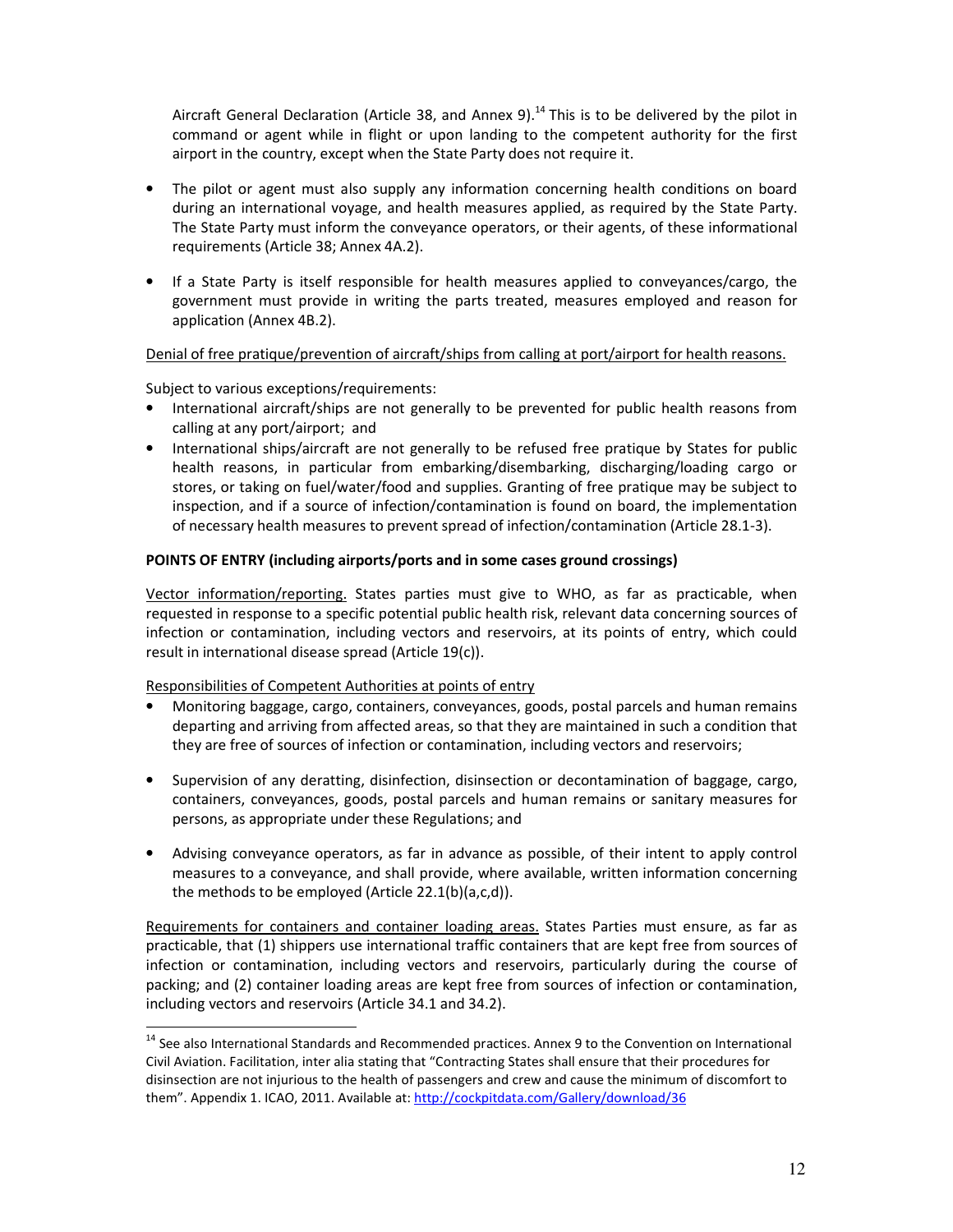Aircraft General Declaration (Article 38, and Annex 9).[14] This is to be delivered by the pilot in command or agent while in flight or upon landing to the competent authority for the first airport in the country, except when the State Party does not require it.

- The pilot or agent must also supply any information concerning health conditions on board during an international voyage, and health measures applied, as required by the State Party. The State Party must inform the conveyance operators, or their agents, of these informational requirements (Article 38; Annex 4A.2).

- If a State Party is itself responsible for health measures applied to conveyances/cargo, the government must provide in writing the parts treated, measures employed and reason for application (Annex 4B.2).

Denial of free pratique/prevention of aircraft/ships from calling at port/airport for health reasons.

Subject to various exceptions/requirements:

- International aircraft/ships are not generally to be prevented for public health reasons from calling at any port/airport; and
- International ships/aircraft are not generally to be refused free pratique by States for public health reasons, in particular from embarking/disembarking, discharging/loading cargo or stores, or taking on fuel/water/food and supplies. Granting of free pratique may be subject to inspection, and if a source of infection/contamination is found on board, the implementation of necessary health measures to prevent spread of infection/contamination (Article 28.1-3).

**POINTS OF ENTRY (including airports/ports and in some cases ground crossings)**

Vector information/reporting. States parties must give to WHO, as far as practicable, when requested in response to a specific potential public health risk, relevant data concerning sources of infection or contamination, including vectors and reservoirs, at its points of entry, which could result in international disease spread (Article 19(c)).

Responsibilities of Competent Authorities at points of entry

- Monitoring baggage, cargo, containers, conveyances, goods, postal parcels and human remains departing and arriving from affected areas, so that they are maintained in such a condition that they are free of sources of infection or contamination, including vectors and reservoirs;

- Supervision of any deratting, disinfection, disinsection or decontamination of baggage, cargo, containers, conveyances, goods, postal parcels and human remains or sanitary measures for persons, as appropriate under these Regulations; and

- Advising conveyance operators, as far in advance as possible, of their intent to apply control measures to a conveyance, and shall provide, where available, written information concerning the methods to be employed (Article 22.1(b)(a,c,d)).

Requirements for containers and container loading areas. States Parties must ensure, as far as practicable, that (1) shippers use international traffic containers that are kept free from sources of infection or contamination, including vectors and reservoirs, particularly during the course of packing; and (2) container loading areas are kept free from sources of infection or contamination, including vectors and reservoirs (Article 34.1 and 34.2).

---

[14] See also International Standards and Recommended practices. Annex 9 to the Convention on International Civil Aviation. Facilitation, inter alia stating that "Contracting States shall ensure that their procedures for disinsection are not injurious to the health of passengers and crew and cause the minimum of discomfort to them". Appendix 1. ICAO, 2011. Available at: http://cockpitdata.com/Gallery/download/36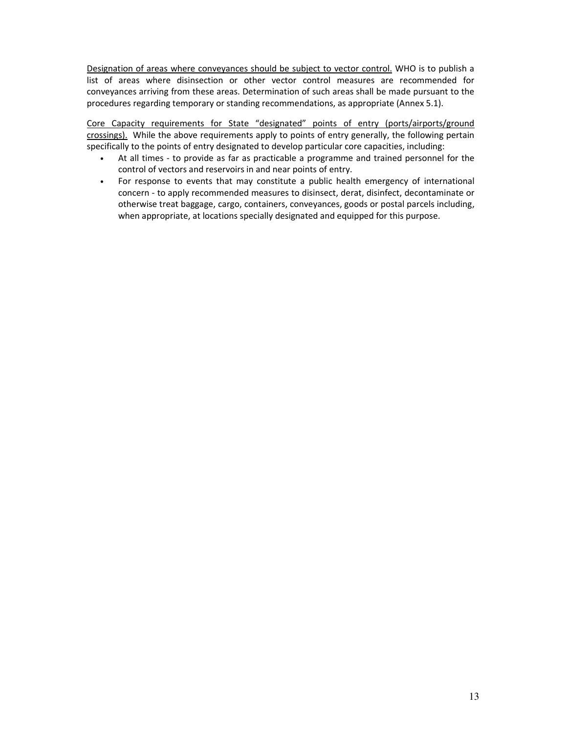<u>Designation of areas where conveyances should be subject to vector control.</u> WHO is to publish a list of areas where disinsection or other vector control measures are recommended for conveyances arriving from these areas. Determination of such areas shall be made pursuant to the procedures regarding temporary or standing recommendations, as appropriate (Annex 5.1).

<u>Core Capacity requirements for State "designated" points of entry (ports/airports/ground crossings).</u> While the above requirements apply to points of entry generally, the following pertain specifically to the points of entry designated to develop particular core capacities, including:

- At all times - to provide as far as practicable a programme and trained personnel for the control of vectors and reservoirs in and near points of entry.
- For response to events that may constitute a public health emergency of international concern - to apply recommended measures to disinsect, derat, disinfect, decontaminate or otherwise treat baggage, cargo, containers, conveyances, goods or postal parcels including, when appropriate, at locations specially designated and equipped for this purpose.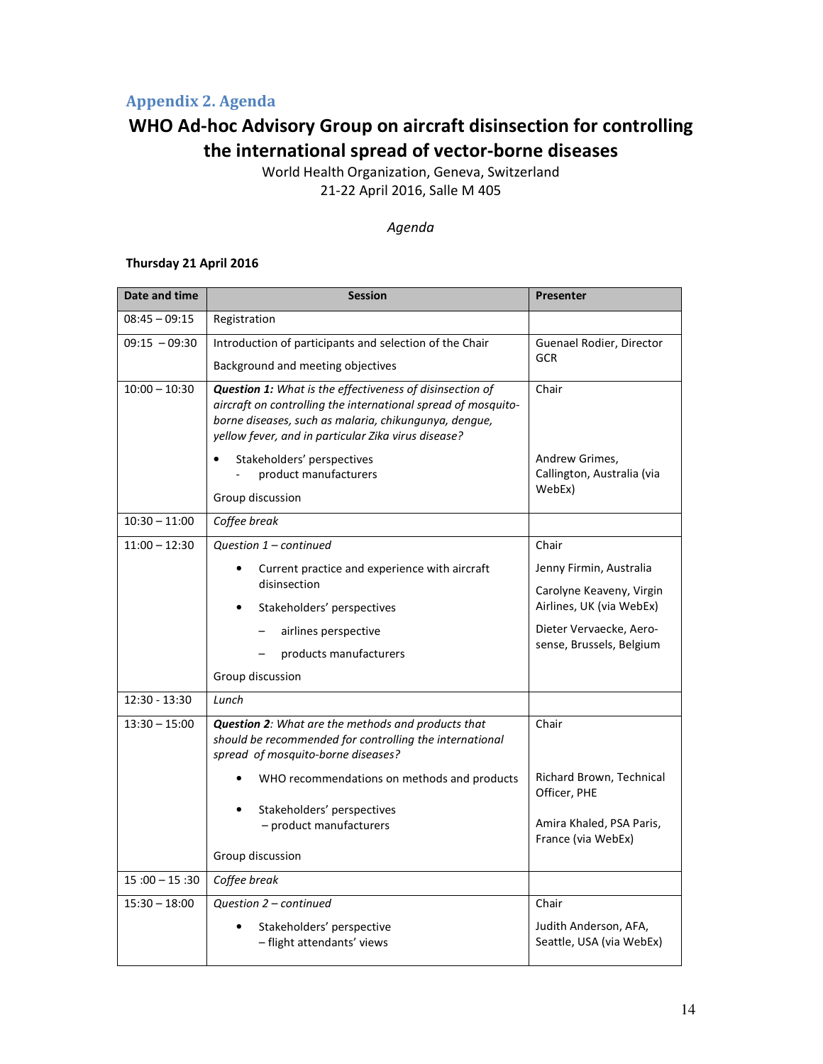## Appendix 2. Agenda

# WHO Ad-hoc Advisory Group on aircraft disinsection for controlling the international spread of vector-borne diseases

World Health Organization, Geneva, Switzerland
21-22 April 2016, Salle M 405

*Agenda*

**Thursday 21 April 2016**

| Date and time | Session | Presenter |
|---|---|---|
| 08:45 – 09:15 | Registration | |
| 09:15 – 09:30 | Introduction of participants and selection of the Chair<br>Background and meeting objectives | Guenael Rodier, Director GCR |
| 10:00 – 10:30 | ***Question 1:*** *What is the effectiveness of disinsection of aircraft on controlling the international spread of mosquito-borne diseases, such as malaria, chikungunya, dengue, yellow fever, and in particular Zika virus disease?*<br>• Stakeholders' perspectives<br>- product manufacturers<br>Group discussion | Chair<br><br>Andrew Grimes, Callington, Australia (via WebEx) |
| 10:30 – 11:00 | *Coffee break* | |
| 11:00 – 12:30 | *Question 1 – continued*<br>• Current practice and experience with aircraft disinsection<br>• Stakeholders' perspectives<br>– airlines perspective<br>– products manufacturers<br>Group discussion | Chair<br>Jenny Firmin, Australia<br>Carolyne Keaveny, Virgin Airlines, UK (via WebEx)<br>Dieter Vervaecke, Aero-sense, Brussels, Belgium |
| 12:30 - 13:30 | *Lunch* | |
| 13:30 – 15:00 | ***Question 2****: What are the methods and products that should be recommended for controlling the international spread of mosquito-borne diseases?*<br>• WHO recommendations on methods and products<br>• Stakeholders' perspectives<br>– product manufacturers<br>Group discussion | Chair<br><br>Richard Brown, Technical Officer, PHE<br>Amira Khaled, PSA Paris, France (via WebEx) |
| 15 :00 – 15 :30 | *Coffee break* | |
| 15:30 – 18:00 | *Question 2 – continued*<br>• Stakeholders' perspective<br>– flight attendants' views | Chair<br>Judith Anderson, AFA, Seattle, USA (via WebEx) |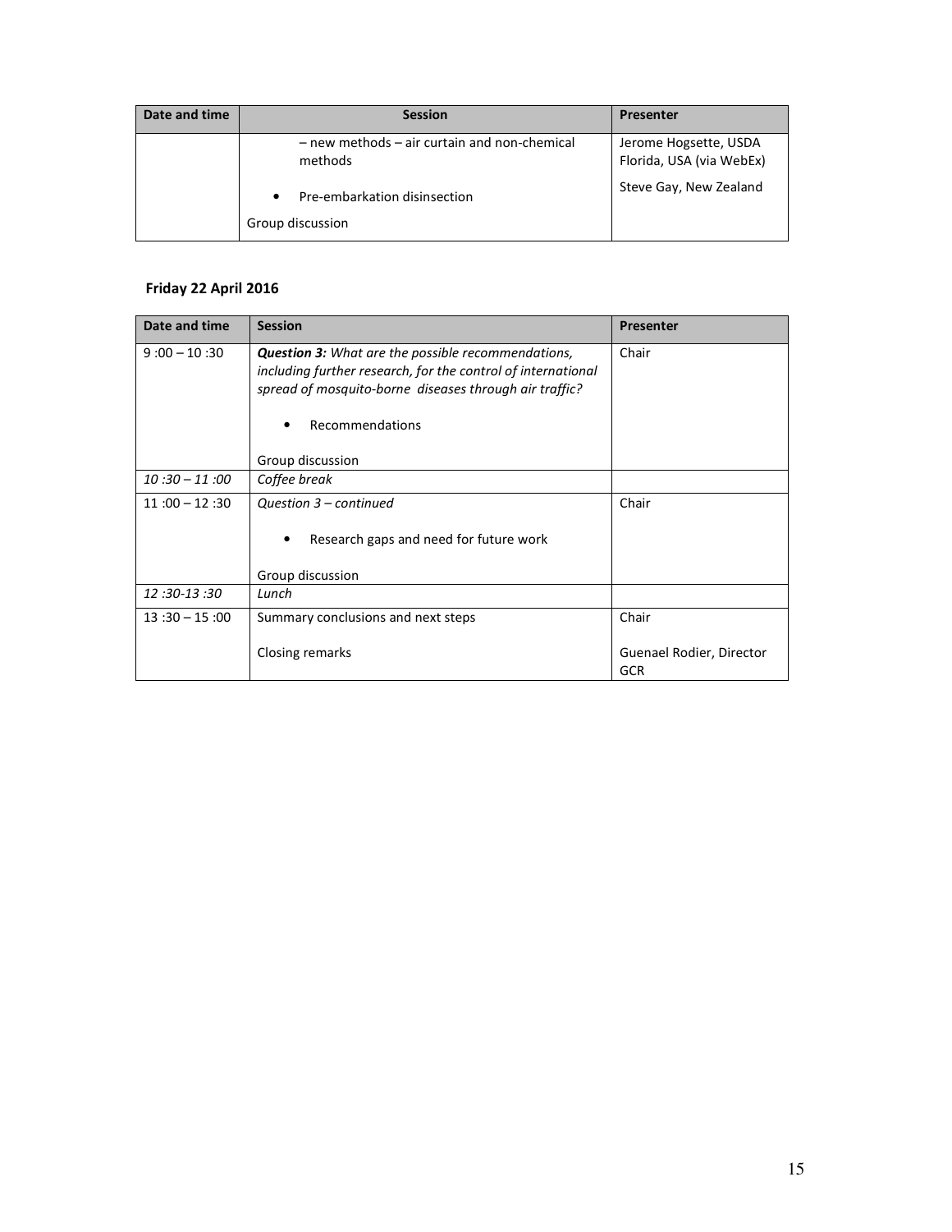| Date and time | Session | Presenter |
| --- | --- | --- |
| | – new methods – air curtain and non-chemical methods<br><br>• Pre-embarkation disinsection<br><br>Group discussion | Jerome Hogsette, USDA Florida, USA (via WebEx)<br><br>Steve Gay, New Zealand |

**Friday 22 April 2016**

| Date and time | Session | Presenter |
| --- | --- | --- |
| 9 :00 – 10 :30 | ***Question 3:*** *What are the possible recommendations, including further research, for the control of international spread of mosquito-borne diseases through air traffic?*<br><br>• Recommendations<br><br>Group discussion | Chair |
| *10 :30 – 11 :00* | *Coffee break* | |
| 11 :00 – 12 :30 | *Question 3 – continued*<br><br>• Research gaps and need for future work<br><br>Group discussion | Chair |
| *12 :30-13 :30* | *Lunch* | |
| 13 :30 – 15 :00 | Summary conclusions and next steps<br><br>Closing remarks | Chair<br><br>Guenael Rodier, Director GCR |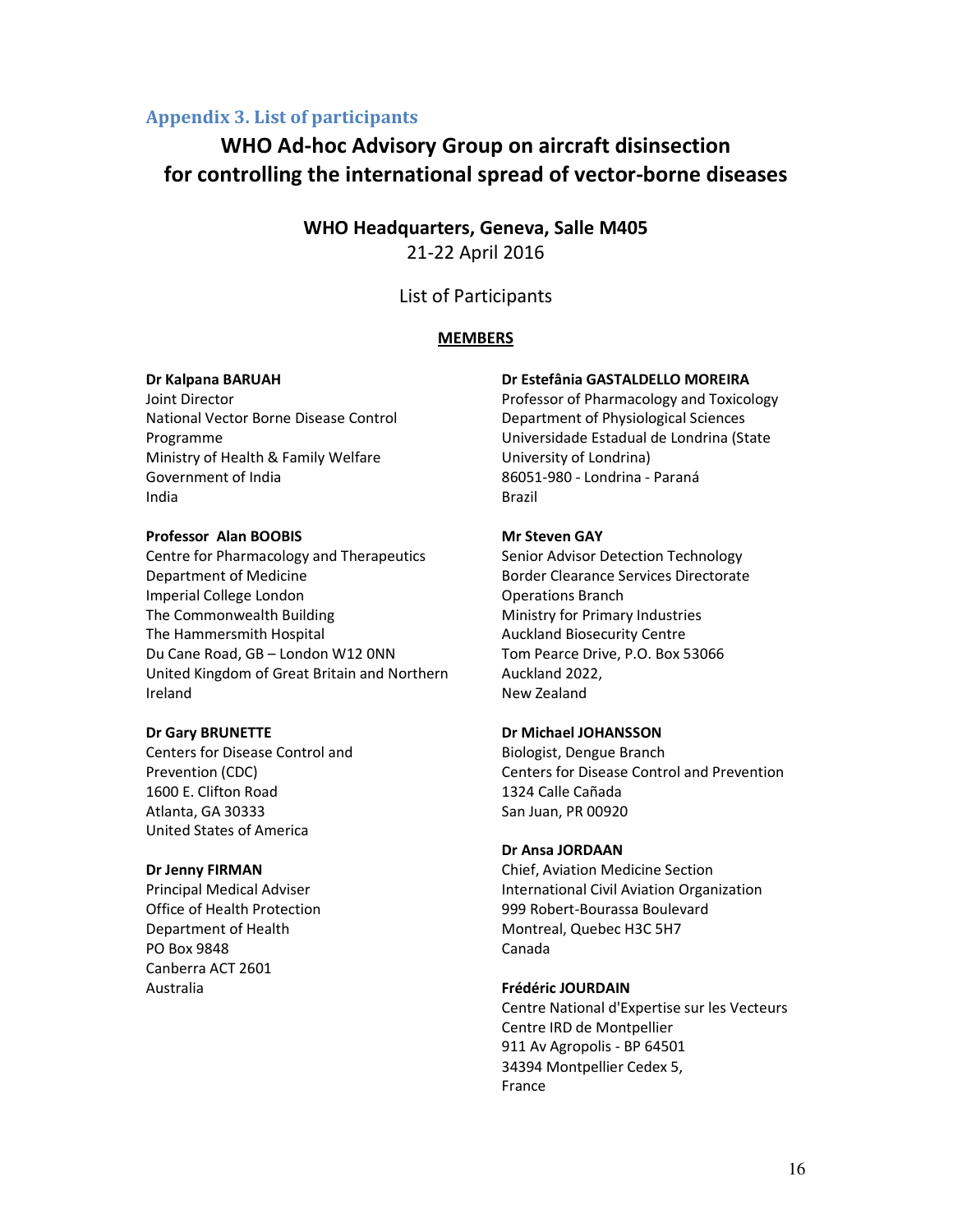## Appendix 3. List of participants

# WHO Ad-hoc Advisory Group on aircraft disinsection for controlling the international spread of vector-borne diseases

**WHO Headquarters, Geneva, Salle M405**

21-22 April 2016

List of Participants

**MEMBERS**

**Dr Kalpana BARUAH**
Joint Director
National Vector Borne Disease Control Programme
Ministry of Health & Family Welfare
Government of India
India

**Professor Alan BOOBIS**
Centre for Pharmacology and Therapeutics
Department of Medicine
Imperial College London
The Commonwealth Building
The Hammersmith Hospital
Du Cane Road, GB – London W12 0NN
United Kingdom of Great Britain and Northern Ireland

**Dr Gary BRUNETTE**
Centers for Disease Control and Prevention (CDC)
1600 E. Clifton Road
Atlanta, GA 30333
United States of America

**Dr Jenny FIRMAN**
Principal Medical Adviser
Office of Health Protection
Department of Health
PO Box 9848
Canberra ACT 2601
Australia

**Dr Estefânia GASTALDELLO MOREIRA**
Professor of Pharmacology and Toxicology
Department of Physiological Sciences
Universidade Estadual de Londrina (State University of Londrina)
86051-980 - Londrina - Paraná
Brazil

**Mr Steven GAY**
Senior Advisor Detection Technology
Border Clearance Services Directorate
Operations Branch
Ministry for Primary Industries
Auckland Biosecurity Centre
Tom Pearce Drive, P.O. Box 53066
Auckland 2022,
New Zealand

**Dr Michael JOHANSSON**
Biologist, Dengue Branch
Centers for Disease Control and Prevention
1324 Calle Cañada
San Juan, PR 00920

**Dr Ansa JORDAAN**
Chief, Aviation Medicine Section
International Civil Aviation Organization
999 Robert-Bourassa Boulevard
Montreal, Quebec H3C 5H7
Canada

**Frédéric JOURDAIN**
Centre National d'Expertise sur les Vecteurs
Centre IRD de Montpellier
911 Av Agropolis - BP 64501
34394 Montpellier Cedex 5,
France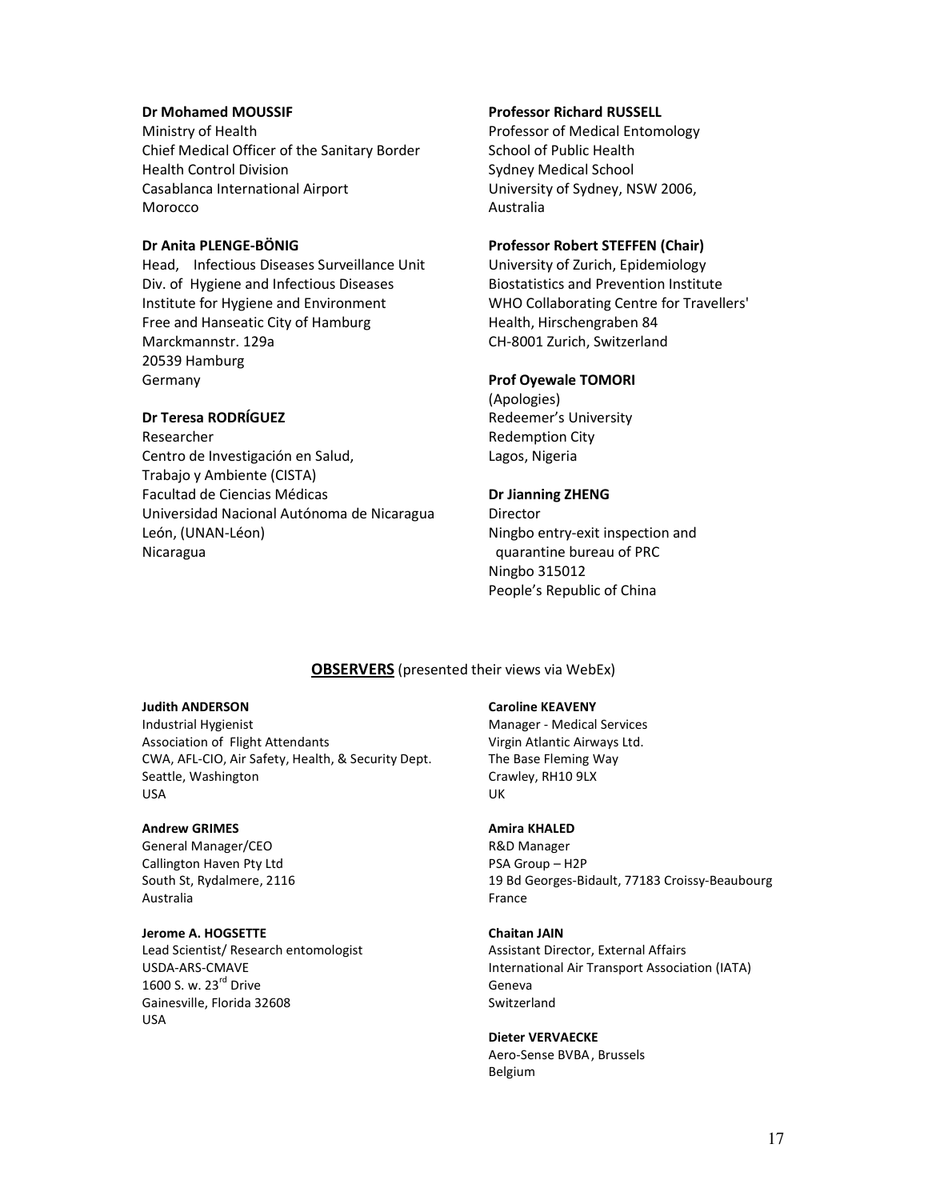**Dr Mohamed MOUSSIF**
Ministry of Health
Chief Medical Officer of the Sanitary Border
Health Control Division
Casablanca International Airport
Morocco

**Dr Anita PLENGE-BÖNIG**
Head, Infectious Diseases Surveillance Unit
Div. of Hygiene and Infectious Diseases
Institute for Hygiene and Environment
Free and Hanseatic City of Hamburg
Marckmannstr. 129a
20539 Hamburg
Germany

**Dr Teresa RODRÍGUEZ**
Researcher
Centro de Investigación en Salud,
Trabajo y Ambiente (CISTA)
Facultad de Ciencias Médicas
Universidad Nacional Autónoma de Nicaragua
León, (UNAN-Léon)
Nicaragua

**Professor Richard RUSSELL**
Professor of Medical Entomology
School of Public Health
Sydney Medical School
University of Sydney, NSW 2006,
Australia

**Professor Robert STEFFEN (Chair)**
University of Zurich, Epidemiology
Biostatistics and Prevention Institute
WHO Collaborating Centre for Travellers' Health, Hirschengraben 84
CH-8001 Zurich, Switzerland

**Prof Oyewale TOMORI**
(Apologies)
Redeemer's University
Redemption City
Lagos, Nigeria

**Dr Jianning ZHENG**
Director
Ningbo entry-exit inspection and quarantine bureau of PRC
Ningbo 315012
People's Republic of China

## **OBSERVERS** (presented their views via WebEx)

**Judith ANDERSON**
Industrial Hygienist
Association of Flight Attendants
CWA, AFL-CIO, Air Safety, Health, & Security Dept.
Seattle, Washington
USA

**Andrew GRIMES**
General Manager/CEO
Callington Haven Pty Ltd
South St, Rydalmere, 2116
Australia

**Jerome A. HOGSETTE**
Lead Scientist/ Research entomologist
USDA-ARS-CMAVE
1600 S. w. 23rd Drive
Gainesville, Florida 32608
USA

**Caroline KEAVENY**
Manager - Medical Services
Virgin Atlantic Airways Ltd.
The Base Fleming Way
Crawley, RH10 9LX
UK

**Amira KHALED**
R&D Manager
PSA Group – H2P
19 Bd Georges-Bidault, 77183 Croissy-Beaubourg
France

**Chaitan JAIN**
Assistant Director, External Affairs
International Air Transport Association (IATA)
Geneva
Switzerland

**Dieter VERVAECKE**
Aero-Sense BVBA, Brussels
Belgium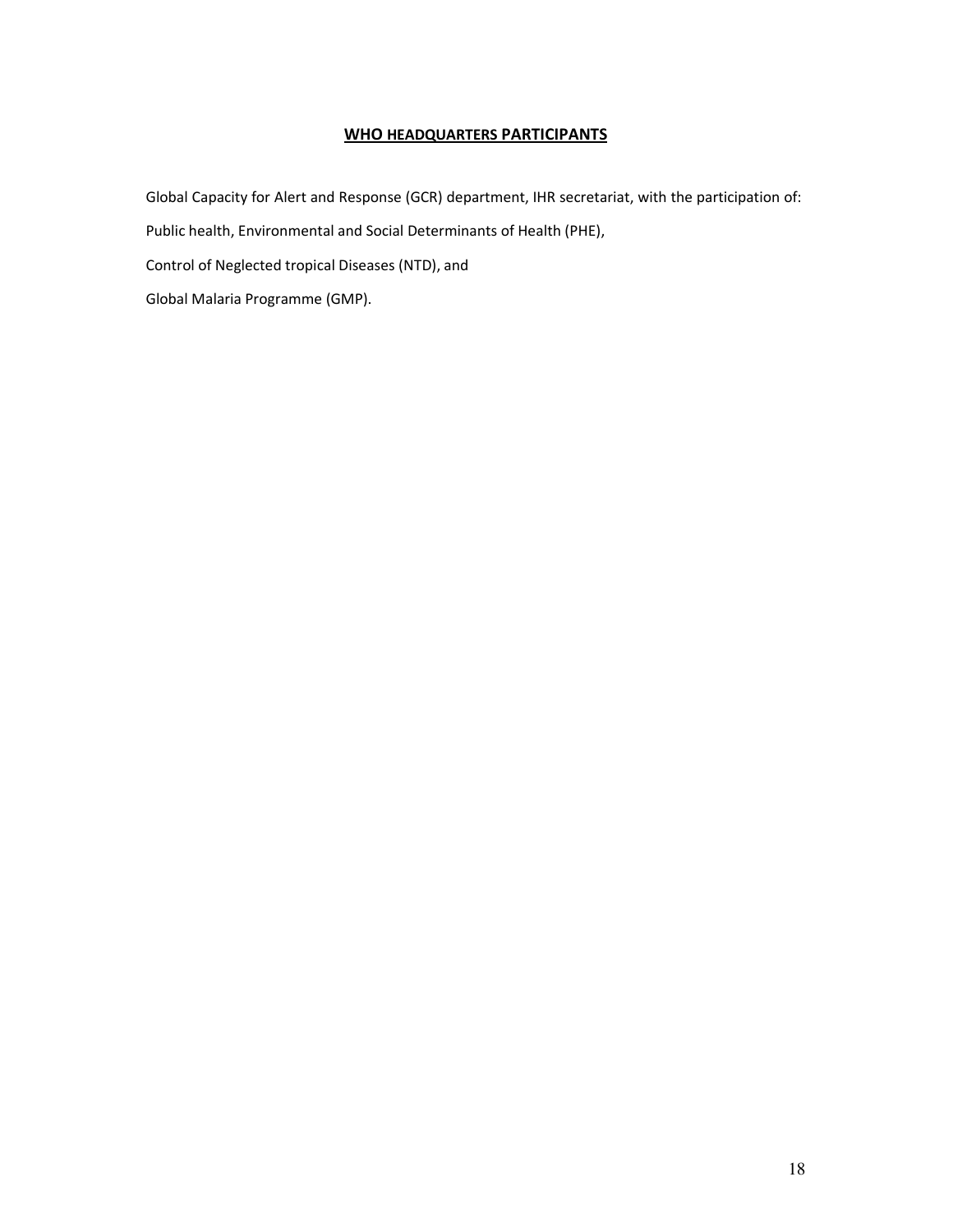## WHO HEADQUARTERS PARTICIPANTS

Global Capacity for Alert and Response (GCR) department, IHR secretariat, with the participation of:

Public health, Environmental and Social Determinants of Health (PHE),

Control of Neglected tropical Diseases (NTD), and

Global Malaria Programme (GMP).